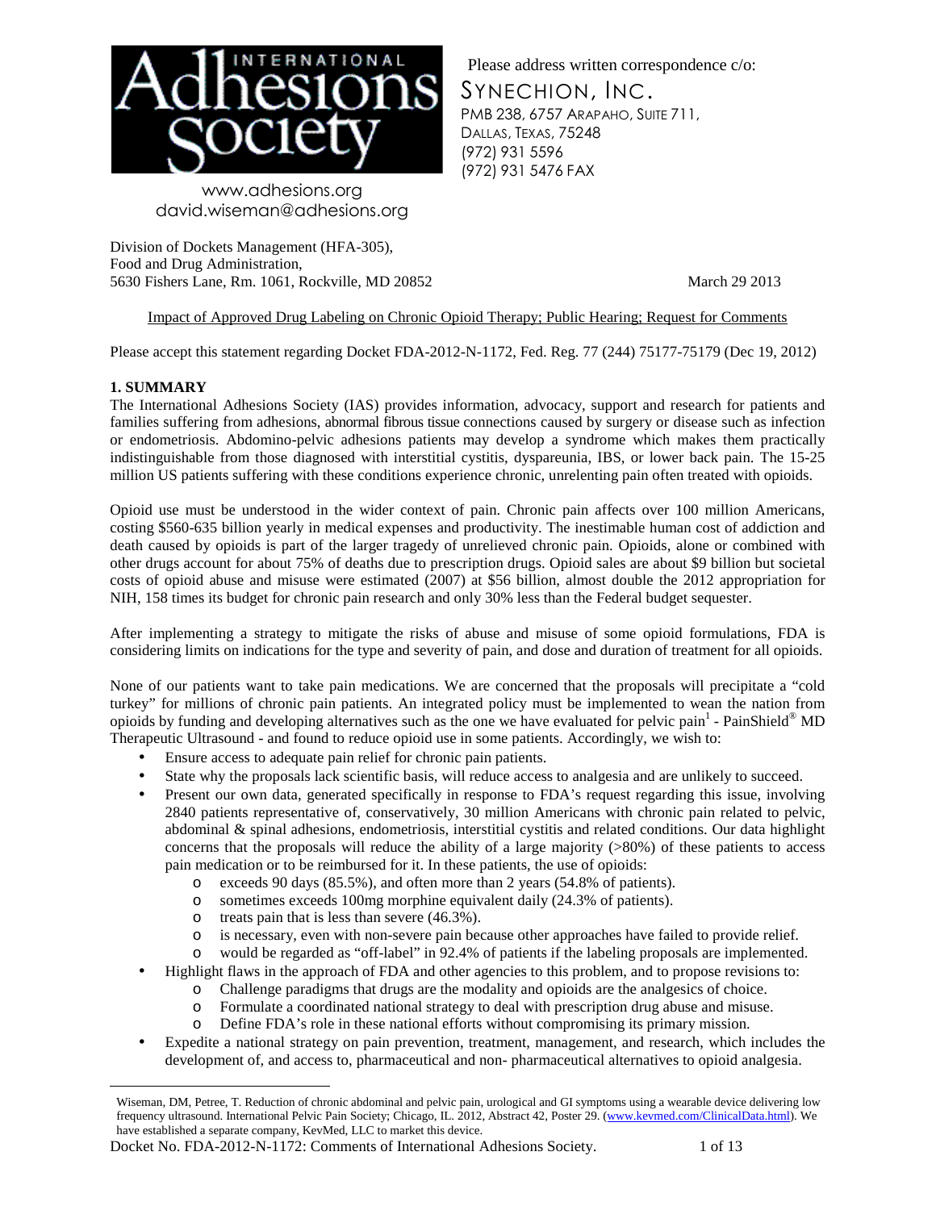INTERNATIONAL Adhesions Society

www.adhesions.org
david.wiseman@adhesions.org

Please address written correspondence c/o:
SYNECHION, INC.
PMB 238, 6757 ARAPAHO, SUITE 711,
DALLAS, TEXAS, 75248
(972) 931 5596
(972) 931 5476 FAX

Division of Dockets Management (HFA-305),
Food and Drug Administration,
5630 Fishers Lane, Rm. 1061, Rockville, MD 20852

March 29 2013

Impact of Approved Drug Labeling on Chronic Opioid Therapy; Public Hearing; Request for Comments

Please accept this statement regarding Docket FDA-2012-N-1172, Fed. Reg. 77 (244) 75177-75179 (Dec 19, 2012)

## 1. SUMMARY

The International Adhesions Society (IAS) provides information, advocacy, support and research for patients and families suffering from adhesions, abnormal fibrous tissue connections caused by surgery or disease such as infection or endometriosis. Abdomino-pelvic adhesions patients may develop a syndrome which makes them practically indistinguishable from those diagnosed with interstitial cystitis, dyspareunia, IBS, or lower back pain. The 15-25 million US patients suffering with these conditions experience chronic, unrelenting pain often treated with opioids.

Opioid use must be understood in the wider context of pain. Chronic pain affects over 100 million Americans, costing $560-635 billion yearly in medical expenses and productivity. The inestimable human cost of addiction and death caused by opioids is part of the larger tragedy of unrelieved chronic pain. Opioids, alone or combined with other drugs account for about 75% of deaths due to prescription drugs. Opioid sales are about $9 billion but societal costs of opioid abuse and misuse were estimated (2007) at $56 billion, almost double the 2012 appropriation for NIH, 158 times its budget for chronic pain research and only 30% less than the Federal budget sequester.

After implementing a strategy to mitigate the risks of abuse and misuse of some opioid formulations, FDA is considering limits on indications for the type and severity of pain, and dose and duration of treatment for all opioids.

None of our patients want to take pain medications. We are concerned that the proposals will precipitate a "cold turkey" for millions of chronic pain patients. An integrated policy must be implemented to wean the nation from opioids by funding and developing alternatives such as the one we have evaluated for pelvic pain[1] - PainShield® MD Therapeutic Ultrasound - and found to reduce opioid use in some patients. Accordingly, we wish to:

- Ensure access to adequate pain relief for chronic pain patients.
- State why the proposals lack scientific basis, will reduce access to analgesia and are unlikely to succeed.
- Present our own data, generated specifically in response to FDA's request regarding this issue, involving 2840 patients representative of, conservatively, 30 million Americans with chronic pain related to pelvic, abdominal & spinal adhesions, endometriosis, interstitial cystitis and related conditions. Our data highlight concerns that the proposals will reduce the ability of a large majority (>80%) of these patients to access pain medication or to be reimbursed for it. In these patients, the use of opioids:
  - exceeds 90 days (85.5%), and often more than 2 years (54.8% of patients).
  - sometimes exceeds 100mg morphine equivalent daily (24.3% of patients).
  - treats pain that is less than severe (46.3%).
  - is necessary, even with non-severe pain because other approaches have failed to provide relief.
  - would be regarded as "off-label" in 92.4% of patients if the labeling proposals are implemented.
- Highlight flaws in the approach of FDA and other agencies to this problem, and to propose revisions to:
  - Challenge paradigms that drugs are the modality and opioids are the analgesics of choice.
  - Formulate a coordinated national strategy to deal with prescription drug abuse and misuse.
  - Define FDA's role in these national efforts without compromising its primary mission.
- Expedite a national strategy on pain prevention, treatment, management, and research, which includes the development of, and access to, pharmaceutical and non- pharmaceutical alternatives to opioid analgesia.

---

[1] Wiseman, DM, Petree, T. Reduction of chronic abdominal and pelvic pain, urological and GI symptoms using a wearable device delivering low frequency ultrasound. International Pelvic Pain Society; Chicago, IL. 2012, Abstract 42, Poster 29. (www.kevmed.com/ClinicalData.html). We have established a separate company, KevMed, LLC to market this device.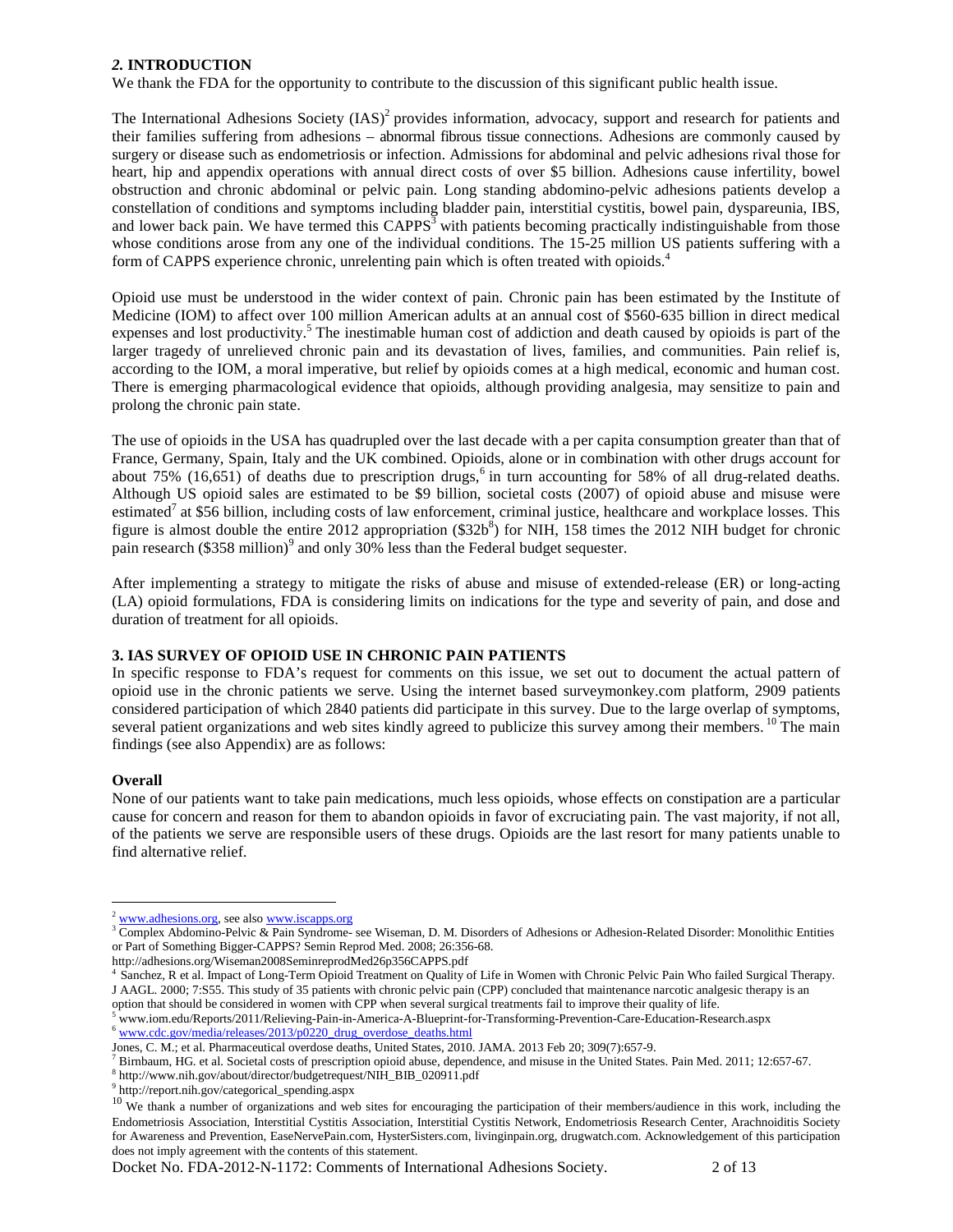## *2.* INTRODUCTION

We thank the FDA for the opportunity to contribute to the discussion of this significant public health issue.

The International Adhesions Society (IAS)[2] provides information, advocacy, support and research for patients and their families suffering from adhesions – abnormal fibrous tissue connections. Adhesions are commonly caused by surgery or disease such as endometriosis or infection. Admissions for abdominal and pelvic adhesions rival those for heart, hip and appendix operations with annual direct costs of over $5 billion. Adhesions cause infertility, bowel obstruction and chronic abdominal or pelvic pain. Long standing abdomino-pelvic adhesions patients develop a constellation of conditions and symptoms including bladder pain, interstitial cystitis, bowel pain, dyspareunia, IBS, and lower back pain. We have termed this CAPPS[3] with patients becoming practically indistinguishable from those whose conditions arose from any one of the individual conditions. The 15-25 million US patients suffering with a form of CAPPS experience chronic, unrelenting pain which is often treated with opioids.[4]

Opioid use must be understood in the wider context of pain. Chronic pain has been estimated by the Institute of Medicine (IOM) to affect over 100 million American adults at an annual cost of $560-635 billion in direct medical expenses and lost productivity.[5] The inestimable human cost of addiction and death caused by opioids is part of the larger tragedy of unrelieved chronic pain and its devastation of lives, families, and communities. Pain relief is, according to the IOM, a moral imperative, but relief by opioids comes at a high medical, economic and human cost. There is emerging pharmacological evidence that opioids, although providing analgesia, may sensitize to pain and prolong the chronic pain state.

The use of opioids in the USA has quadrupled over the last decade with a per capita consumption greater than that of France, Germany, Spain, Italy and the UK combined. Opioids, alone or in combination with other drugs account for about 75% (16,651) of deaths due to prescription drugs,[6] in turn accounting for 58% of all drug-related deaths. Although US opioid sales are estimated to be $9 billion, societal costs (2007) of opioid abuse and misuse were estimated[7] at $56 billion, including costs of law enforcement, criminal justice, healthcare and workplace losses. This figure is almost double the entire 2012 appropriation ($32b[8]) for NIH, 158 times the 2012 NIH budget for chronic pain research ($358 million)[9] and only 30% less than the Federal budget sequester.

After implementing a strategy to mitigate the risks of abuse and misuse of extended-release (ER) or long-acting (LA) opioid formulations, FDA is considering limits on indications for the type and severity of pain, and dose and duration of treatment for all opioids.

## 3. IAS SURVEY OF OPIOID USE IN CHRONIC PAIN PATIENTS

In specific response to FDA's request for comments on this issue, we set out to document the actual pattern of opioid use in the chronic patients we serve. Using the internet based surveymonkey.com platform, 2909 patients considered participation of which 2840 patients did participate in this survey. Due to the large overlap of symptoms, several patient organizations and web sites kindly agreed to publicize this survey among their members.[10] The main findings (see also Appendix) are as follows:

### Overall

None of our patients want to take pain medications, much less opioids, whose effects on constipation are a particular cause for concern and reason for them to abandon opioids in favor of excruciating pain. The vast majority, if not all, of the patients we serve are responsible users of these drugs. Opioids are the last resort for many patients unable to find alternative relief.

---

[2] www.adhesions.org, see also www.iscapps.org

[3] Complex Abdomino-Pelvic & Pain Syndrome- see Wiseman, D. M. Disorders of Adhesions or Adhesion-Related Disorder: Monolithic Entities or Part of Something Bigger-CAPPS? Semin Reprod Med. 2008; 26:356-68. http://adhesions.org/Wiseman2008SeminreprodMed26p356CAPPS.pdf

[4] Sanchez, R et al. Impact of Long-Term Opioid Treatment on Quality of Life in Women with Chronic Pelvic Pain Who failed Surgical Therapy. J AAGL. 2000; 7:S55. This study of 35 patients with chronic pelvic pain (CPP) concluded that maintenance narcotic analgesic therapy is an option that should be considered in women with CPP when several surgical treatments fail to improve their quality of life.

[5] www.iom.edu/Reports/2011/Relieving-Pain-in-America-A-Blueprint-for-Transforming-Prevention-Care-Education-Research.aspx

[6] www.cdc.gov/media/releases/2013/p0220_drug_overdose_deaths.html Jones, C. M.; et al. Pharmaceutical overdose deaths, United States, 2010. JAMA. 2013 Feb 20; 309(7):657-9.

[7] Birnbaum, HG. et al. Societal costs of prescription opioid abuse, dependence, and misuse in the United States. Pain Med. 2011; 12:657-67.

[8] http://www.nih.gov/about/director/budgetrequest/NIH_BIB_020911.pdf

[9] http://report.nih.gov/categorical_spending.aspx

[10] We thank a number of organizations and web sites for encouraging the participation of their members/audience in this work, including the Endometriosis Association, Interstitial Cystitis Association, Interstitial Cystitis Network, Endometriosis Research Center, Arachnoiditis Society for Awareness and Prevention, EaseNervePain.com, HysterSisters.com, livinginpain.org, drugwatch.com. Acknowledgement of this participation does not imply agreement with the contents of this statement.

Docket No. FDA-2012-N-1172: Comments of International Adhesions Society.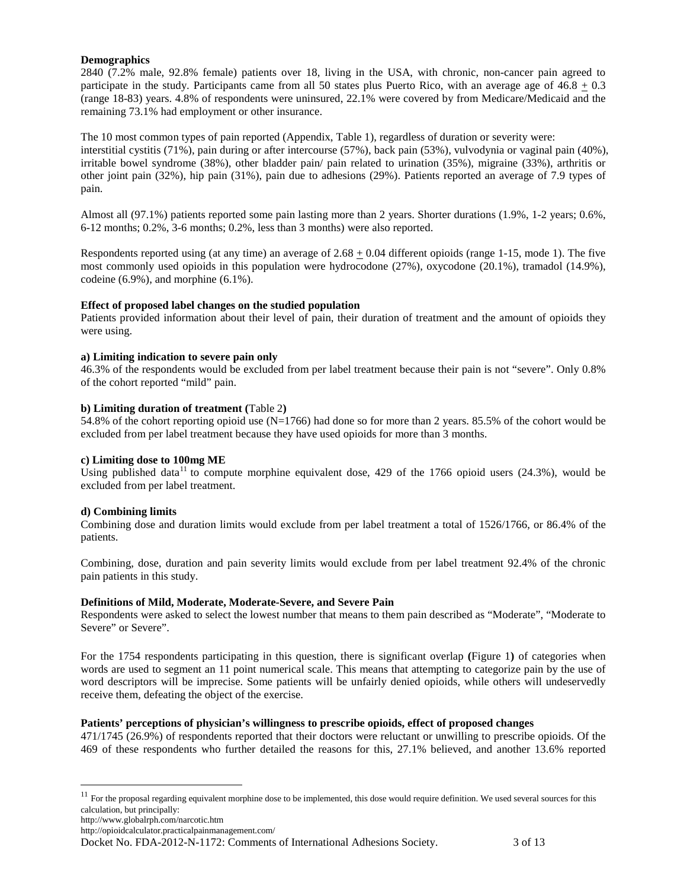**Demographics**

2840 (7.2% male, 92.8% female) patients over 18, living in the USA, with chronic, non-cancer pain agreed to participate in the study. Participants came from all 50 states plus Puerto Rico, with an average age of 46.8 $\pm$ 0.3 (range 18-83) years. 4.8% of respondents were uninsured, 22.1% were covered by from Medicare/Medicaid and the remaining 73.1% had employment or other insurance.

The 10 most common types of pain reported (Appendix, Table 1), regardless of duration or severity were: interstitial cystitis (71%), pain during or after intercourse (57%), back pain (53%), vulvodynia or vaginal pain (40%), irritable bowel syndrome (38%), other bladder pain/ pain related to urination (35%), migraine (33%), arthritis or other joint pain (32%), hip pain (31%), pain due to adhesions (29%). Patients reported an average of 7.9 types of pain.

Almost all (97.1%) patients reported some pain lasting more than 2 years. Shorter durations (1.9%, 1-2 years; 0.6%, 6-12 months; 0.2%, 3-6 months; 0.2%, less than 3 months) were also reported.

Respondents reported using (at any time) an average of 2.68 $\pm$ 0.04 different opioids (range 1-15, mode 1). The five most commonly used opioids in this population were hydrocodone (27%), oxycodone (20.1%), tramadol (14.9%), codeine (6.9%), and morphine (6.1%).

**Effect of proposed label changes on the studied population**

Patients provided information about their level of pain, their duration of treatment and the amount of opioids they were using.

**a) Limiting indication to severe pain only**

46.3% of the respondents would be excluded from per label treatment because their pain is not "severe". Only 0.8% of the cohort reported "mild" pain.

**b) Limiting duration of treatment (**Table 2**)**

54.8% of the cohort reporting opioid use (N=1766) had done so for more than 2 years. 85.5% of the cohort would be excluded from per label treatment because they have used opioids for more than 3 months.

**c) Limiting dose to 100mg ME**

Using published data[11] to compute morphine equivalent dose, 429 of the 1766 opioid users (24.3%), would be excluded from per label treatment.

**d) Combining limits**

Combining dose and duration limits would exclude from per label treatment a total of 1526/1766, or 86.4% of the patients.

Combining, dose, duration and pain severity limits would exclude from per label treatment 92.4% of the chronic pain patients in this study.

**Definitions of Mild, Moderate, Moderate-Severe, and Severe Pain**

Respondents were asked to select the lowest number that means to them pain described as "Moderate", "Moderate to Severe" or Severe".

For the 1754 respondents participating in this question, there is significant overlap **(**Figure 1**)** of categories when words are used to segment an 11 point numerical scale. This means that attempting to categorize pain by the use of word descriptors will be imprecise. Some patients will be unfairly denied opioids, while others will undeservedly receive them, defeating the object of the exercise.

**Patients' perceptions of physician's willingness to prescribe opioids, effect of proposed changes**

471/1745 (26.9%) of respondents reported that their doctors were reluctant or unwilling to prescribe opioids. Of the 469 of these respondents who further detailed the reasons for this, 27.1% believed, and another 13.6% reported

---

[11] For the proposal regarding equivalent morphine dose to be implemented, this dose would require definition. We used several sources for this calculation, but principally:
http://www.globalrph.com/narcotic.htm
http://opioidcalculator.practicalpainmanagement.com/

Docket No. FDA-2012-N-1172: Comments of International Adhesions Society.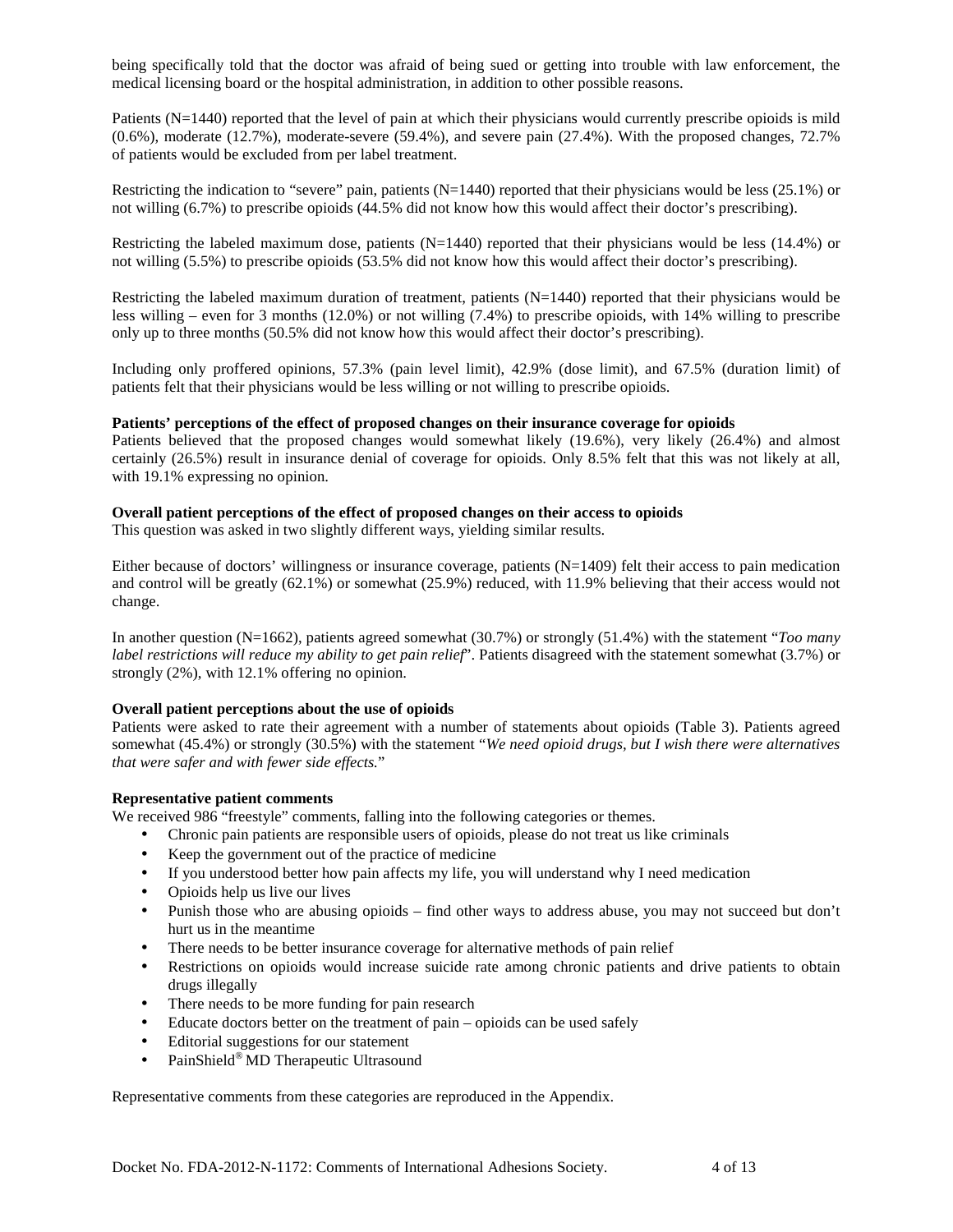being specifically told that the doctor was afraid of being sued or getting into trouble with law enforcement, the medical licensing board or the hospital administration, in addition to other possible reasons.

Patients (N=1440) reported that the level of pain at which their physicians would currently prescribe opioids is mild (0.6%), moderate (12.7%), moderate-severe (59.4%), and severe pain (27.4%). With the proposed changes, 72.7% of patients would be excluded from per label treatment.

Restricting the indication to "severe" pain, patients (N=1440) reported that their physicians would be less (25.1%) or not willing (6.7%) to prescribe opioids (44.5% did not know how this would affect their doctor's prescribing).

Restricting the labeled maximum dose, patients (N=1440) reported that their physicians would be less (14.4%) or not willing (5.5%) to prescribe opioids (53.5% did not know how this would affect their doctor's prescribing).

Restricting the labeled maximum duration of treatment, patients (N=1440) reported that their physicians would be less willing – even for 3 months (12.0%) or not willing (7.4%) to prescribe opioids, with 14% willing to prescribe only up to three months (50.5% did not know how this would affect their doctor's prescribing).

Including only proffered opinions, 57.3% (pain level limit), 42.9% (dose limit), and 67.5% (duration limit) of patients felt that their physicians would be less willing or not willing to prescribe opioids.

**Patients' perceptions of the effect of proposed changes on their insurance coverage for opioids**

Patients believed that the proposed changes would somewhat likely (19.6%), very likely (26.4%) and almost certainly (26.5%) result in insurance denial of coverage for opioids. Only 8.5% felt that this was not likely at all, with 19.1% expressing no opinion.

**Overall patient perceptions of the effect of proposed changes on their access to opioids**

This question was asked in two slightly different ways, yielding similar results.

Either because of doctors' willingness or insurance coverage, patients (N=1409) felt their access to pain medication and control will be greatly (62.1%) or somewhat (25.9%) reduced, with 11.9% believing that their access would not change.

In another question (N=1662), patients agreed somewhat (30.7%) or strongly (51.4%) with the statement "*Too many label restrictions will reduce my ability to get pain relief*". Patients disagreed with the statement somewhat (3.7%) or strongly (2%), with 12.1% offering no opinion.

**Overall patient perceptions about the use of opioids**

Patients were asked to rate their agreement with a number of statements about opioids (Table 3). Patients agreed somewhat (45.4%) or strongly (30.5%) with the statement "*We need opioid drugs, but I wish there were alternatives that were safer and with fewer side effects.*"

**Representative patient comments**

We received 986 "freestyle" comments, falling into the following categories or themes.

- Chronic pain patients are responsible users of opioids, please do not treat us like criminals
- Keep the government out of the practice of medicine
- If you understood better how pain affects my life, you will understand why I need medication
- Opioids help us live our lives
- Punish those who are abusing opioids – find other ways to address abuse, you may not succeed but don't hurt us in the meantime
- There needs to be better insurance coverage for alternative methods of pain relief
- Restrictions on opioids would increase suicide rate among chronic patients and drive patients to obtain drugs illegally
- There needs to be more funding for pain research
- Educate doctors better on the treatment of pain – opioids can be used safely
- Editorial suggestions for our statement
- PainShield® MD Therapeutic Ultrasound

Representative comments from these categories are reproduced in the Appendix.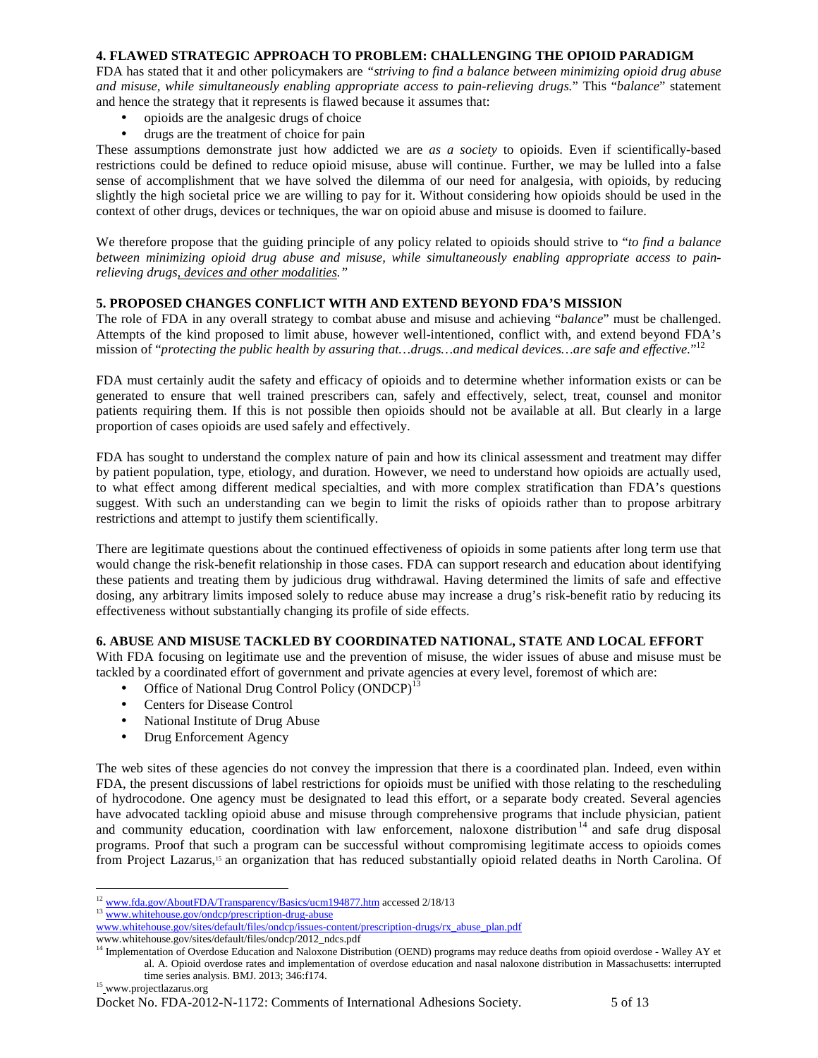### 4. FLAWED STRATEGIC APPROACH TO PROBLEM: CHALLENGING THE OPIOID PARADIGM

FDA has stated that it and other policymakers are *"striving to find a balance between minimizing opioid drug abuse and misuse, while simultaneously enabling appropriate access to pain-relieving drugs.*" This "*balance*" statement and hence the strategy that it represents is flawed because it assumes that:

- opioids are the analgesic drugs of choice
- drugs are the treatment of choice for pain

These assumptions demonstrate just how addicted we are *as a society* to opioids. Even if scientifically-based restrictions could be defined to reduce opioid misuse, abuse will continue. Further, we may be lulled into a false sense of accomplishment that we have solved the dilemma of our need for analgesia, with opioids, by reducing slightly the high societal price we are willing to pay for it. Without considering how opioids should be used in the context of other drugs, devices or techniques, the war on opioid abuse and misuse is doomed to failure.

We therefore propose that the guiding principle of any policy related to opioids should strive to "*to find a balance between minimizing opioid drug abuse and misuse, while simultaneously enabling appropriate access to pain-relieving drugs<u>, devices and other modalities</u>."*

### 5. PROPOSED CHANGES CONFLICT WITH AND EXTEND BEYOND FDA'S MISSION

The role of FDA in any overall strategy to combat abuse and misuse and achieving "*balance*" must be challenged. Attempts of the kind proposed to limit abuse, however well-intentioned, conflict with, and extend beyond FDA's mission of "*protecting the public health by assuring that…drugs…and medical devices…are safe and effective.*"[12]

FDA must certainly audit the safety and efficacy of opioids and to determine whether information exists or can be generated to ensure that well trained prescribers can, safely and effectively, select, treat, counsel and monitor patients requiring them. If this is not possible then opioids should not be available at all. But clearly in a large proportion of cases opioids are used safely and effectively.

FDA has sought to understand the complex nature of pain and how its clinical assessment and treatment may differ by patient population, type, etiology, and duration. However, we need to understand how opioids are actually used, to what effect among different medical specialties, and with more complex stratification than FDA's questions suggest. With such an understanding can we begin to limit the risks of opioids rather than to propose arbitrary restrictions and attempt to justify them scientifically.

There are legitimate questions about the continued effectiveness of opioids in some patients after long term use that would change the risk-benefit relationship in those cases. FDA can support research and education about identifying these patients and treating them by judicious drug withdrawal. Having determined the limits of safe and effective dosing, any arbitrary limits imposed solely to reduce abuse may increase a drug's risk-benefit ratio by reducing its effectiveness without substantially changing its profile of side effects.

### 6. ABUSE AND MISUSE TACKLED BY COORDINATED NATIONAL, STATE AND LOCAL EFFORT

With FDA focusing on legitimate use and the prevention of misuse, the wider issues of abuse and misuse must be tackled by a coordinated effort of government and private agencies at every level, foremost of which are:

- Office of National Drug Control Policy (ONDCP)[13]
- Centers for Disease Control
- National Institute of Drug Abuse
- Drug Enforcement Agency

The web sites of these agencies do not convey the impression that there is a coordinated plan. Indeed, even within FDA, the present discussions of label restrictions for opioids must be unified with those relating to the rescheduling of hydrocodone. One agency must be designated to lead this effort, or a separate body created. Several agencies have advocated tackling opioid abuse and misuse through comprehensive programs that include physician, patient and community education, coordination with law enforcement, naloxone distribution[14] and safe drug disposal programs. Proof that such a program can be successful without compromising legitimate access to opioids comes from Project Lazarus,[15] an organization that has reduced substantially opioid related deaths in North Carolina. Of

---

[12] www.fda.gov/AboutFDA/Transparency/Basics/ucm194877.htm accessed 2/18/13

[13] www.whitehouse.gov/ondcp/prescription-drug-abuse
www.whitehouse.gov/sites/default/files/ondcp/issues-content/prescription-drugs/rx_abuse_plan.pdf
www.whitehouse.gov/sites/default/files/ondcp/2012_ndcs.pdf

[14] Implementation of Overdose Education and Naloxone Distribution (OEND) programs may reduce deaths from opioid overdose - Walley AY et al. A. Opioid overdose rates and implementation of overdose education and nasal naloxone distribution in Massachusetts: interrupted time series analysis. BMJ. 2013; 346:f174.

[15] www.projectlazarus.org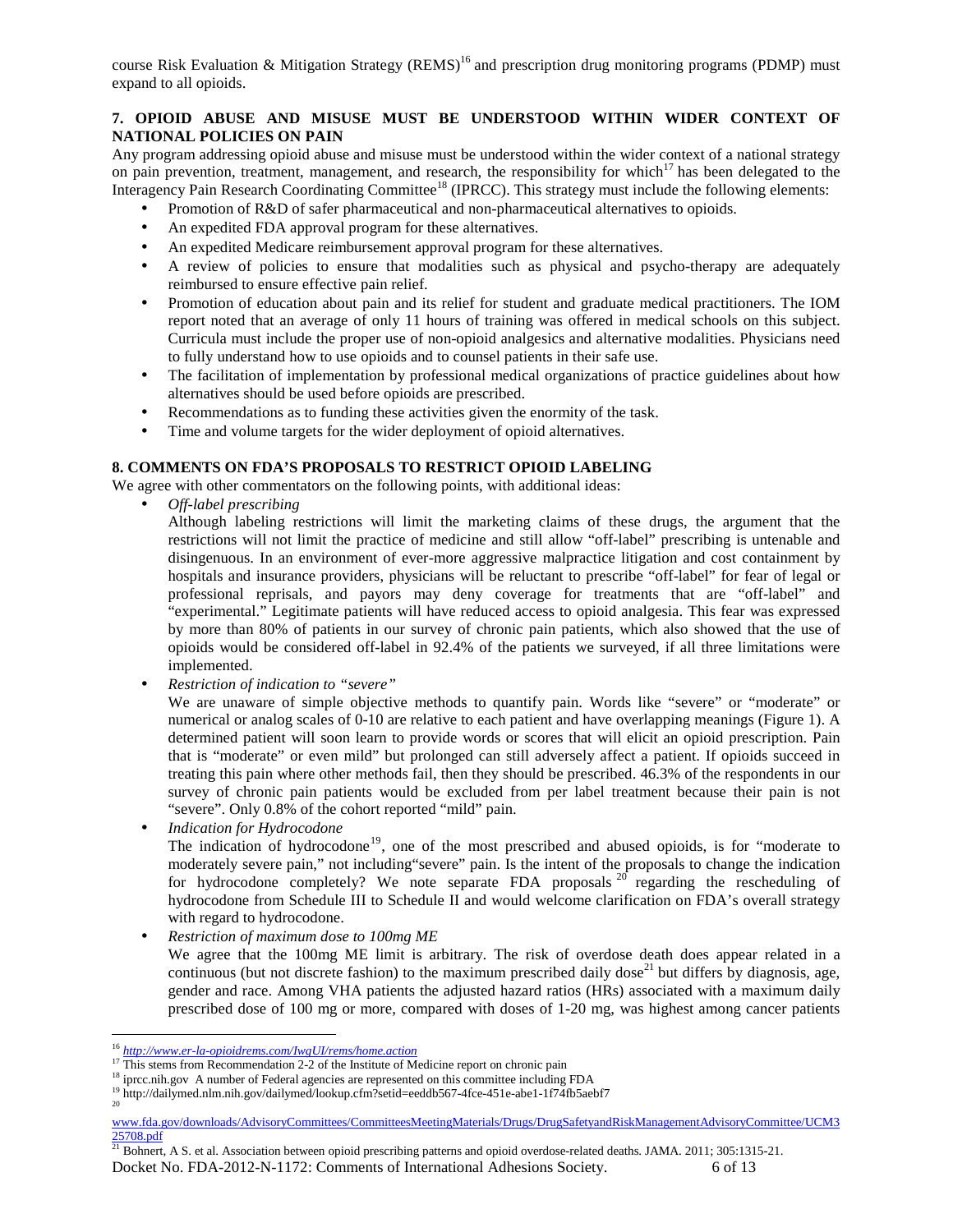course Risk Evaluation & Mitigation Strategy (REMS)[16] and prescription drug monitoring programs (PDMP) must expand to all opioids.

### 7. OPIOID ABUSE AND MISUSE MUST BE UNDERSTOOD WITHIN WIDER CONTEXT OF NATIONAL POLICIES ON PAIN

Any program addressing opioid abuse and misuse must be understood within the wider context of a national strategy on pain prevention, treatment, management, and research, the responsibility for which[17] has been delegated to the Interagency Pain Research Coordinating Committee[18] (IPRCC). This strategy must include the following elements:

- Promotion of R&D of safer pharmaceutical and non-pharmaceutical alternatives to opioids.
- An expedited FDA approval program for these alternatives.
- An expedited Medicare reimbursement approval program for these alternatives.
- A review of policies to ensure that modalities such as physical and psycho-therapy are adequately reimbursed to ensure effective pain relief.
- Promotion of education about pain and its relief for student and graduate medical practitioners. The IOM report noted that an average of only 11 hours of training was offered in medical schools on this subject. Curricula must include the proper use of non-opioid analgesics and alternative modalities. Physicians need to fully understand how to use opioids and to counsel patients in their safe use.
- The facilitation of implementation by professional medical organizations of practice guidelines about how alternatives should be used before opioids are prescribed.
- Recommendations as to funding these activities given the enormity of the task.
- Time and volume targets for the wider deployment of opioid alternatives.

### 8. COMMENTS ON FDA'S PROPOSALS TO RESTRICT OPIOID LABELING

We agree with other commentators on the following points, with additional ideas:

- *Off-label prescribing*

  Although labeling restrictions will limit the marketing claims of these drugs, the argument that the restrictions will not limit the practice of medicine and still allow "off-label" prescribing is untenable and disingenuous. In an environment of ever-more aggressive malpractice litigation and cost containment by hospitals and insurance providers, physicians will be reluctant to prescribe "off-label" for fear of legal or professional reprisals, and payors may deny coverage for treatments that are "off-label" and "experimental." Legitimate patients will have reduced access to opioid analgesia. This fear was expressed by more than 80% of patients in our survey of chronic pain patients, which also showed that the use of opioids would be considered off-label in 92.4% of the patients we surveyed, if all three limitations were implemented.

- *Restriction of indication to "severe"*

  We are unaware of simple objective methods to quantify pain. Words like "severe" or "moderate" or numerical or analog scales of 0-10 are relative to each patient and have overlapping meanings (Figure 1). A determined patient will soon learn to provide words or scores that will elicit an opioid prescription. Pain that is "moderate" or even mild" but prolonged can still adversely affect a patient. If opioids succeed in treating this pain where other methods fail, then they should be prescribed. 46.3% of the respondents in our survey of chronic pain patients would be excluded from per label treatment because their pain is not "severe". Only 0.8% of the cohort reported "mild" pain.

- *Indication for Hydrocodone*

  The indication of hydrocodone[19], one of the most prescribed and abused opioids, is for "moderate to moderately severe pain," not including"severe" pain. Is the intent of the proposals to change the indication for hydrocodone completely? We note separate FDA proposals [20] regarding the rescheduling of hydrocodone from Schedule III to Schedule II and would welcome clarification on FDA's overall strategy with regard to hydrocodone.

- *Restriction of maximum dose to 100mg ME*

  We agree that the 100mg ME limit is arbitrary. The risk of overdose death does appear related in a continuous (but not discrete fashion) to the maximum prescribed daily dose[21] but differs by diagnosis, age, gender and race. Among VHA patients the adjusted hazard ratios (HRs) associated with a maximum daily prescribed dose of 100 mg or more, compared with doses of 1-20 mg, was highest among cancer patients

---

[16] *http://www.er-la-opioidrems.com/IwgUI/rems/home.action*

[17] This stems from Recommendation 2-2 of the Institute of Medicine report on chronic pain

[18] iprcc.nih.gov A number of Federal agencies are represented on this committee including FDA

[19] http://dailymed.nlm.nih.gov/dailymed/lookup.cfm?setid=eeddb567-4fce-451e-abe1-1f74fb5aebf7

[20] www.fda.gov/downloads/AdvisoryCommittees/CommitteesMeetingMaterials/Drugs/DrugSafetyandRiskManagementAdvisoryCommittee/UCM325708.pdf

[21] Bohnert, A S. et al. Association between opioid prescribing patterns and opioid overdose-related deaths. JAMA. 2011; 305:1315-21.

Docket No. FDA-2012-N-1172: Comments of International Adhesions Society.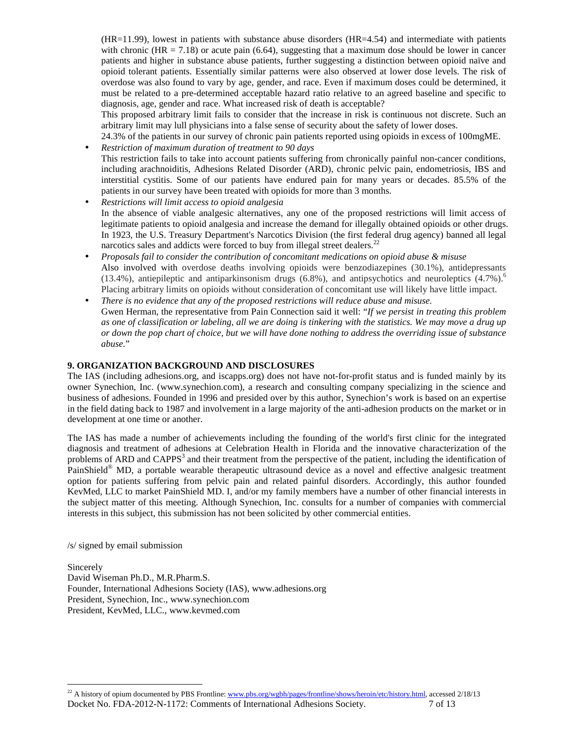(HR=11.99), lowest in patients with substance abuse disorders (HR=4.54) and intermediate with patients with chronic (HR = 7.18) or acute pain (6.64), suggesting that a maximum dose should be lower in cancer patients and higher in substance abuse patients, further suggesting a distinction between opioid naïve and opioid tolerant patients. Essentially similar patterns were also observed at lower dose levels. The risk of overdose was also found to vary by age, gender, and race. Even if maximum doses could be determined, it must be related to a pre-determined acceptable hazard ratio relative to an agreed baseline and specific to diagnosis, age, gender and race. What increased risk of death is acceptable?

This proposed arbitrary limit fails to consider that the increase in risk is continuous not discrete. Such an arbitrary limit may lull physicians into a false sense of security about the safety of lower doses.

24.3% of the patients in our survey of chronic pain patients reported using opioids in excess of 100mgME.

- *Restriction of maximum duration of treatment to 90 days*
  This restriction fails to take into account patients suffering from chronically painful non-cancer conditions, including arachnoiditis, Adhesions Related Disorder (ARD), chronic pelvic pain, endometriosis, IBS and interstitial cystitis. Some of our patients have endured pain for many years or decades. 85.5% of the patients in our survey have been treated with opioids for more than 3 months.
- *Restrictions will limit access to opioid analgesia*
  In the absence of viable analgesic alternatives, any one of the proposed restrictions will limit access of legitimate patients to opioid analgesia and increase the demand for illegally obtained opioids or other drugs. In 1923, the U.S. Treasury Department's Narcotics Division (the first federal drug agency) banned all legal narcotics sales and addicts were forced to buy from illegal street dealers.[22]
- *Proposals fail to consider the contribution of concomitant medications on opioid abuse & misuse*
  Also involved with overdose deaths involving opioids were benzodiazepines (30.1%), antidepressants (13.4%), antiepileptic and antiparkinsonism drugs (6.8%), and antipsychotics and neuroleptics (4.7%).[6] Placing arbitrary limits on opioids without consideration of concomitant use will likely have little impact.
- *There is no evidence that any of the proposed restrictions will reduce abuse and misuse.*
  Gwen Herman, the representative from Pain Connection said it well: "*If we persist in treating this problem as one of classification or labeling, all we are doing is tinkering with the statistics. We may move a drug up or down the pop chart of choice, but we will have done nothing to address the overriding issue of substance abuse.*"

## 9. ORGANIZATION BACKGROUND AND DISCLOSURES

The IAS (including adhesions.org, and iscapps.org) does not have not-for-profit status and is funded mainly by its owner Synechion, Inc. (www.synechion.com), a research and consulting company specializing in the science and business of adhesions. Founded in 1996 and presided over by this author, Synechion's work is based on an expertise in the field dating back to 1987 and involvement in a large majority of the anti-adhesion products on the market or in development at one time or another.

The IAS has made a number of achievements including the founding of the world's first clinic for the integrated diagnosis and treatment of adhesions at Celebration Health in Florida and the innovative characterization of the problems of ARD and CAPPS[3] and their treatment from the perspective of the patient, including the identification of PainShield® MD, a portable wearable therapeutic ultrasound device as a novel and effective analgesic treatment option for patients suffering from pelvic pain and related painful disorders. Accordingly, this author founded KevMed, LLC to market PainShield MD. I, and/or my family members have a number of other financial interests in the subject matter of this meeting. Although Synechion, Inc. consults for a number of companies with commercial interests in this subject, this submission has not been solicited by other commercial entities.

/s/ signed by email submission

Sincerely
David Wiseman Ph.D., M.R.Pharm.S.
Founder, International Adhesions Society (IAS), www.adhesions.org
President, Synechion, Inc., www.synechion.com
President, KevMed, LLC., www.kevmed.com

[22] A history of opium documented by PBS Frontline: www.pbs.org/wgbh/pages/frontline/shows/heroin/etc/history.html, accessed 2/18/13

Docket No. FDA-2012-N-1172: Comments of International Adhesions Society.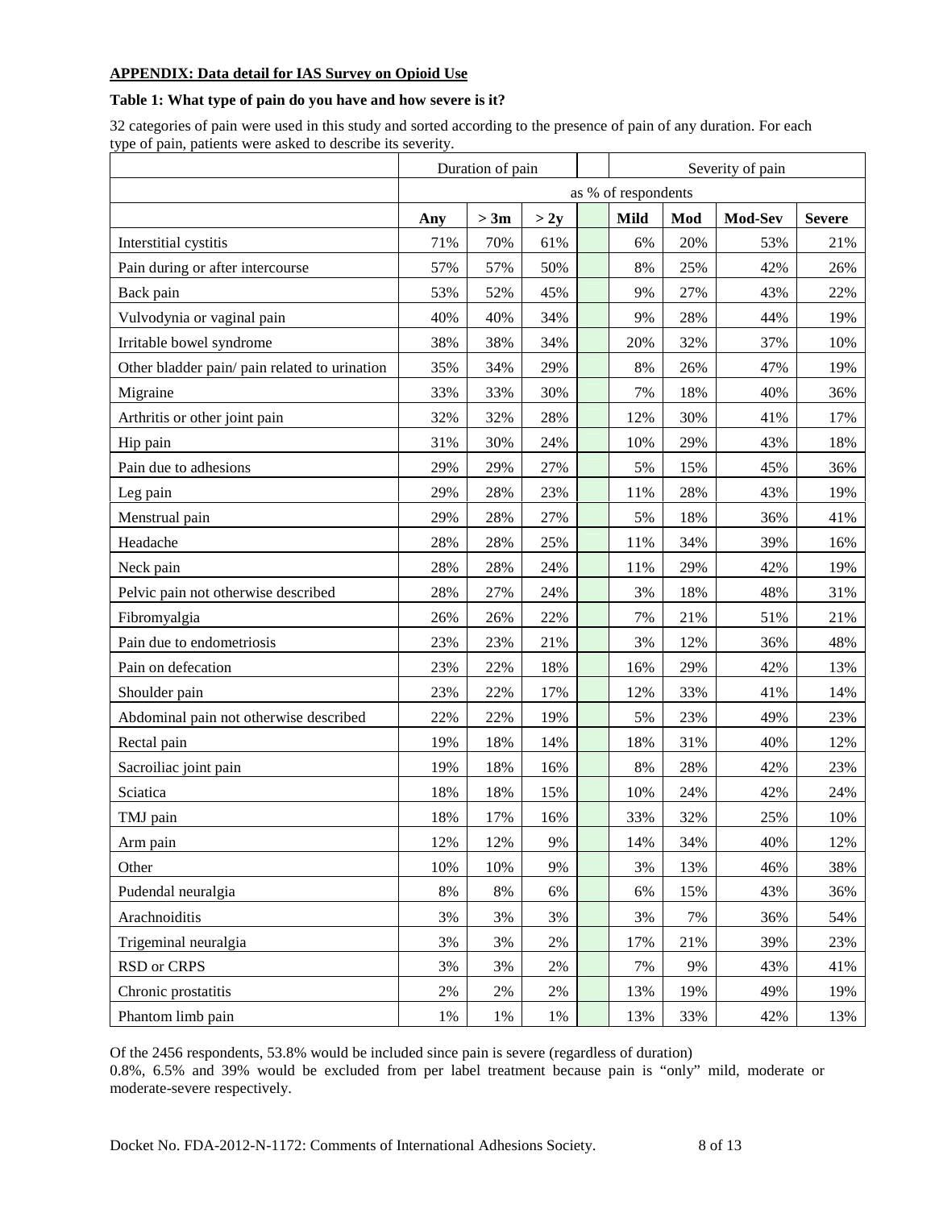**APPENDIX: Data detail for IAS Survey on Opioid Use**

**Table 1: What type of pain do you have and how severe is it?**

32 categories of pain were used in this study and sorted according to the presence of pain of any duration. For each type of pain, patients were asked to describe its severity.

| | Duration of pain | | | | Severity of pain | | | |
|---|---|---|---|---|---|---|---|---|
| | as % of respondents | | | | | | | |
| | **Any** | **> 3m** | **> 2y** | | **Mild** | **Mod** | **Mod-Sev** | **Severe** |
| Interstitial cystitis | 71% | 70% | 61% | | 6% | 20% | 53% | 21% |
| Pain during or after intercourse | 57% | 57% | 50% | | 8% | 25% | 42% | 26% |
| Back pain | 53% | 52% | 45% | | 9% | 27% | 43% | 22% |
| Vulvodynia or vaginal pain | 40% | 40% | 34% | | 9% | 28% | 44% | 19% |
| Irritable bowel syndrome | 38% | 38% | 34% | | 20% | 32% | 37% | 10% |
| Other bladder pain/ pain related to urination | 35% | 34% | 29% | | 8% | 26% | 47% | 19% |
| Migraine | 33% | 33% | 30% | | 7% | 18% | 40% | 36% |
| Arthritis or other joint pain | 32% | 32% | 28% | | 12% | 30% | 41% | 17% |
| Hip pain | 31% | 30% | 24% | | 10% | 29% | 43% | 18% |
| Pain due to adhesions | 29% | 29% | 27% | | 5% | 15% | 45% | 36% |
| Leg pain | 29% | 28% | 23% | | 11% | 28% | 43% | 19% |
| Menstrual pain | 29% | 28% | 27% | | 5% | 18% | 36% | 41% |
| Headache | 28% | 28% | 25% | | 11% | 34% | 39% | 16% |
| Neck pain | 28% | 28% | 24% | | 11% | 29% | 42% | 19% |
| Pelvic pain not otherwise described | 28% | 27% | 24% | | 3% | 18% | 48% | 31% |
| Fibromyalgia | 26% | 26% | 22% | | 7% | 21% | 51% | 21% |
| Pain due to endometriosis | 23% | 23% | 21% | | 3% | 12% | 36% | 48% |
| Pain on defecation | 23% | 22% | 18% | | 16% | 29% | 42% | 13% |
| Shoulder pain | 23% | 22% | 17% | | 12% | 33% | 41% | 14% |
| Abdominal pain not otherwise described | 22% | 22% | 19% | | 5% | 23% | 49% | 23% |
| Rectal pain | 19% | 18% | 14% | | 18% | 31% | 40% | 12% |
| Sacroiliac joint pain | 19% | 18% | 16% | | 8% | 28% | 42% | 23% |
| Sciatica | 18% | 18% | 15% | | 10% | 24% | 42% | 24% |
| TMJ pain | 18% | 17% | 16% | | 33% | 32% | 25% | 10% |
| Arm pain | 12% | 12% | 9% | | 14% | 34% | 40% | 12% |
| Other | 10% | 10% | 9% | | 3% | 13% | 46% | 38% |
| Pudendal neuralgia | 8% | 8% | 6% | | 6% | 15% | 43% | 36% |
| Arachnoiditis | 3% | 3% | 3% | | 3% | 7% | 36% | 54% |
| Trigeminal neuralgia | 3% | 3% | 2% | | 17% | 21% | 39% | 23% |
| RSD or CRPS | 3% | 3% | 2% | | 7% | 9% | 43% | 41% |
| Chronic prostatitis | 2% | 2% | 2% | | 13% | 19% | 49% | 19% |
| Phantom limb pain | 1% | 1% | 1% | | 13% | 33% | 42% | 13% |

Of the 2456 respondents, 53.8% would be included since pain is severe (regardless of duration)
0.8%, 6.5% and 39% would be excluded from per label treatment because pain is "only" mild, moderate or moderate-severe respectively.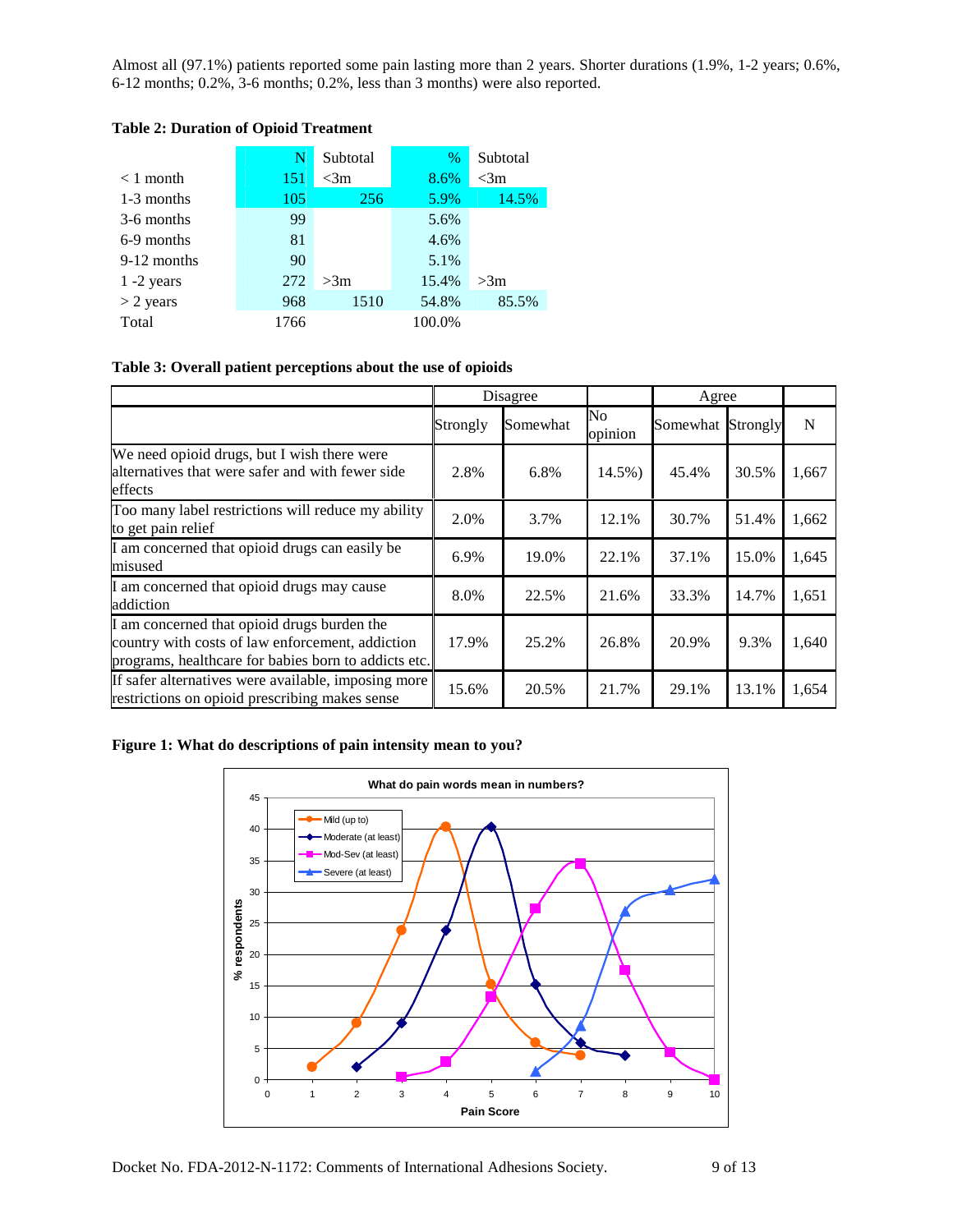Almost all (97.1%) patients reported some pain lasting more than 2 years. Shorter durations (1.9%, 1-2 years; 0.6%, 6-12 months; 0.2%, 3-6 months; 0.2%, less than 3 months) were also reported.

**Table 2: Duration of Opioid Treatment**

| | N | Subtotal | % | Subtotal |
|---|---|---|---|---|
| < 1 month | 151 | <3m | 8.6% | <3m |
| 1-3 months | 105 | 256 | 5.9% | 14.5% |
| 3-6 months | 99 | | 5.6% | |
| 6-9 months | 81 | | 4.6% | |
| 9-12 months | 90 | | 5.1% | |
| 1 -2 years | 272 | >3m | 15.4% | >3m |
| > 2 years | 968 | 1510 | 54.8% | 85.5% |
| Total | 1766 | | 100.0% | |

**Table 3: Overall patient perceptions about the use of opioids**

| | Disagree | | | Agree | | |
|---|---|---|---|---|---|---|
| | Strongly | Somewhat | No opinion | Somewhat | Strongly | N |
| We need opioid drugs, but I wish there were alternatives that were safer and with fewer side effects | 2.8% | 6.8% | 14.5%) | 45.4% | 30.5% | 1,667 |
| Too many label restrictions will reduce my ability to get pain relief | 2.0% | 3.7% | 12.1% | 30.7% | 51.4% | 1,662 |
| I am concerned that opioid drugs can easily be misused | 6.9% | 19.0% | 22.1% | 37.1% | 15.0% | 1,645 |
| I am concerned that opioid drugs may cause addiction | 8.0% | 22.5% | 21.6% | 33.3% | 14.7% | 1,651 |
| I am concerned that opioid drugs burden the country with costs of law enforcement, addiction programs, healthcare for babies born to addicts etc. | 17.9% | 25.2% | 26.8% | 20.9% | 9.3% | 1,640 |
| If safer alternatives were available, imposing more restrictions on opioid prescribing makes sense | 15.6% | 20.5% | 21.7% | 29.1% | 13.1% | 1,654 |

**Figure 1: What do descriptions of pain intensity mean to you?**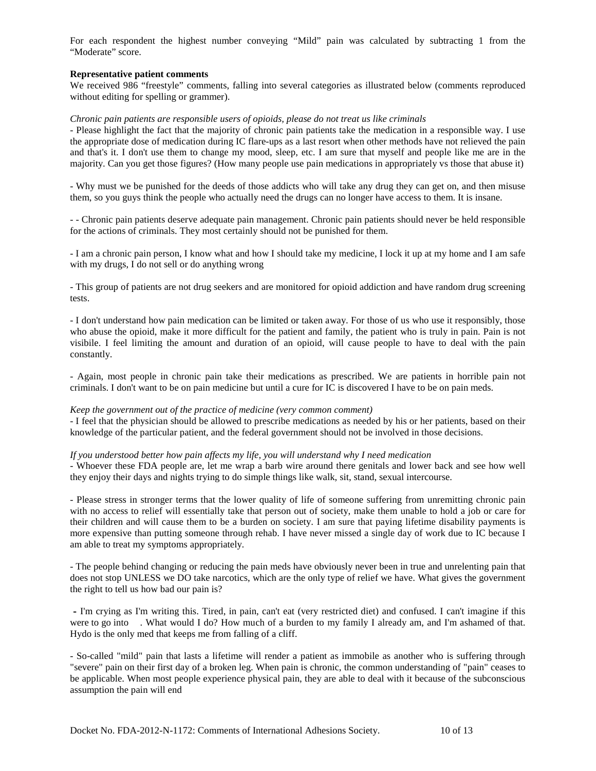For each respondent the highest number conveying "Mild" pain was calculated by subtracting 1 from the "Moderate" score.

**Representative patient comments**

We received 986 "freestyle" comments, falling into several categories as illustrated below (comments reproduced without editing for spelling or grammer).

*Chronic pain patients are responsible users of opioids, please do not treat us like criminals*

- Please highlight the fact that the majority of chronic pain patients take the medication in a responsible way. I use the appropriate dose of medication during IC flare-ups as a last resort when other methods have not relieved the pain and that's it. I don't use them to change my mood, sleep, etc. I am sure that myself and people like me are in the majority. Can you get those figures? (How many people use pain medications in appropriately vs those that abuse it)

- Why must we be punished for the deeds of those addicts who will take any drug they can get on, and then misuse them, so you guys think the people who actually need the drugs can no longer have access to them. It is insane.

- - Chronic pain patients deserve adequate pain management. Chronic pain patients should never be held responsible for the actions of criminals. They most certainly should not be punished for them.

- I am a chronic pain person, I know what and how I should take my medicine, I lock it up at my home and I am safe with my drugs, I do not sell or do anything wrong

- This group of patients are not drug seekers and are monitored for opioid addiction and have random drug screening tests.

- I don't understand how pain medication can be limited or taken away. For those of us who use it responsibly, those who abuse the opioid, make it more difficult for the patient and family, the patient who is truly in pain. Pain is not visibile. I feel limiting the amount and duration of an opioid, will cause people to have to deal with the pain constantly.

- Again, most people in chronic pain take their medications as prescribed. We are patients in horrible pain not criminals. I don't want to be on pain medicine but until a cure for IC is discovered I have to be on pain meds.

*Keep the government out of the practice of medicine (very common comment)*

- I feel that the physician should be allowed to prescribe medications as needed by his or her patients, based on their knowledge of the particular patient, and the federal government should not be involved in those decisions.

*If you understood better how pain affects my life, you will understand why I need medication*

- Whoever these FDA people are, let me wrap a barb wire around there genitals and lower back and see how well they enjoy their days and nights trying to do simple things like walk, sit, stand, sexual intercourse.

- Please stress in stronger terms that the lower quality of life of someone suffering from unremitting chronic pain with no access to relief will essentially take that person out of society, make them unable to hold a job or care for their children and will cause them to be a burden on society. I am sure that paying lifetime disability payments is more expensive than putting someone through rehab. I have never missed a single day of work due to IC because I am able to treat my symptoms appropriately.

- The people behind changing or reducing the pain meds have obviously never been in true and unrelenting pain that does not stop UNLESS we DO take narcotics, which are the only type of relief we have. What gives the government the right to tell us how bad our pain is?

- I'm crying as I'm writing this. Tired, in pain, can't eat (very restricted diet) and confused. I can't imagine if this were to go into . What would I do? How much of a burden to my family I already am, and I'm ashamed of that. Hydo is the only med that keeps me from falling of a cliff.

- So-called "mild" pain that lasts a lifetime will render a patient as immobile as another who is suffering through "severe" pain on their first day of a broken leg. When pain is chronic, the common understanding of "pain" ceases to be applicable. When most people experience physical pain, they are able to deal with it because of the subconscious assumption the pain will end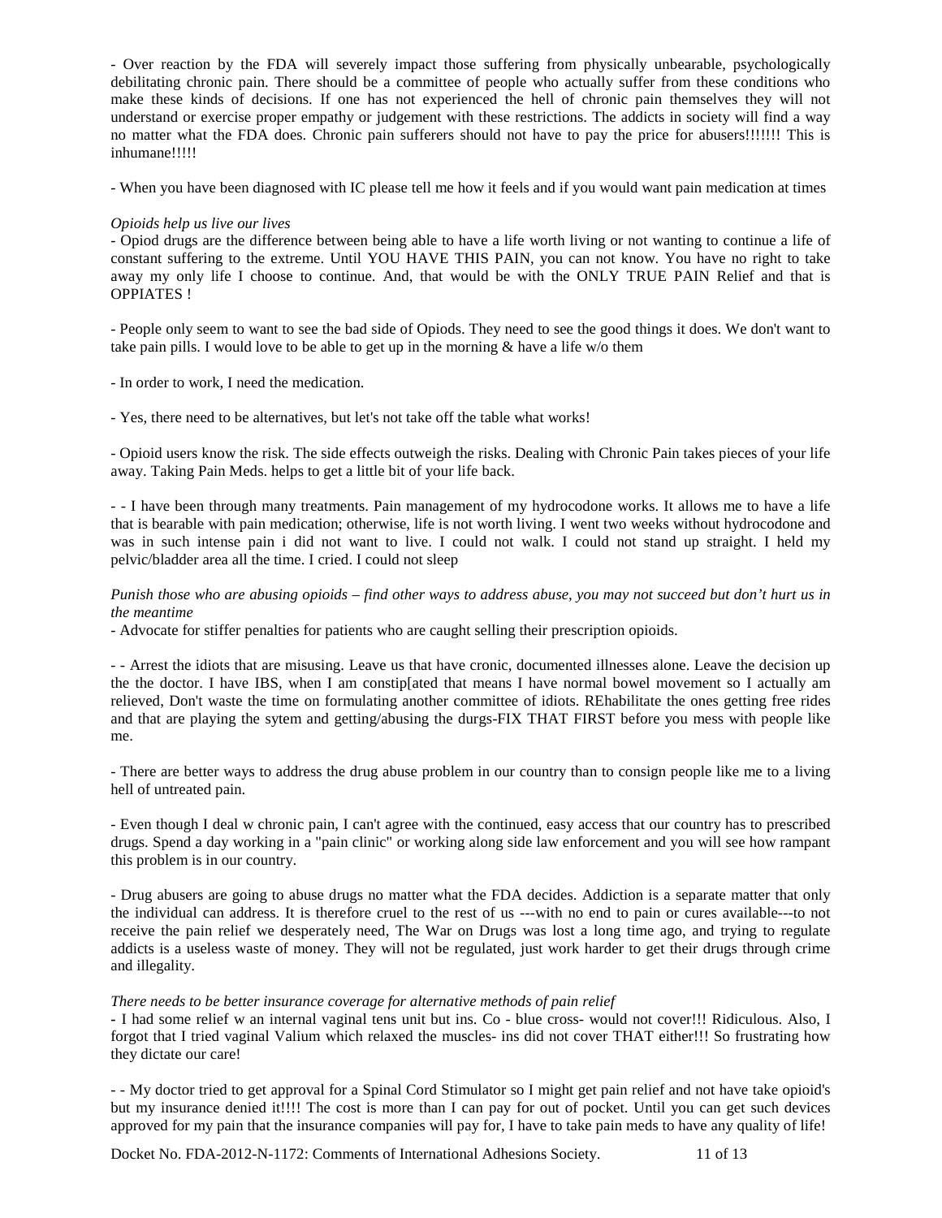- Over reaction by the FDA will severely impact those suffering from physically unbearable, psychologically debilitating chronic pain. There should be a committee of people who actually suffer from these conditions who make these kinds of decisions. If one has not experienced the hell of chronic pain themselves they will not understand or exercise proper empathy or judgement with these restrictions. The addicts in society will find a way no matter what the FDA does. Chronic pain sufferers should not have to pay the price for abusers!!!!!!! This is inhumane!!!!!

- When you have been diagnosed with IC please tell me how it feels and if you would want pain medication at times

*Opioids help us live our lives*

- Opiod drugs are the difference between being able to have a life worth living or not wanting to continue a life of constant suffering to the extreme. Until YOU HAVE THIS PAIN, you can not know. You have no right to take away my only life I choose to continue. And, that would be with the ONLY TRUE PAIN Relief and that is OPPIATES !

- People only seem to want to see the bad side of Opiods. They need to see the good things it does. We don't want to take pain pills. I would love to be able to get up in the morning & have a life w/o them

- In order to work, I need the medication.

- Yes, there need to be alternatives, but let's not take off the table what works!

- Opioid users know the risk. The side effects outweigh the risks. Dealing with Chronic Pain takes pieces of your life away. Taking Pain Meds. helps to get a little bit of your life back.

- - I have been through many treatments. Pain management of my hydrocodone works. It allows me to have a life that is bearable with pain medication; otherwise, life is not worth living. I went two weeks without hydrocodone and was in such intense pain i did not want to live. I could not walk. I could not stand up straight. I held my pelvic/bladder area all the time. I cried. I could not sleep

*Punish those who are abusing opioids – find other ways to address abuse, you may not succeed but don't hurt us in the meantime*

- Advocate for stiffer penalties for patients who are caught selling their prescription opioids.

- - Arrest the idiots that are misusing. Leave us that have cronic, documented illnesses alone. Leave the decision up the the doctor. I have IBS, when I am constip[ated that means I have normal bowel movement so I actually am relieved, Don't waste the time on formulating another committee of idiots. REhabilitate the ones getting free rides and that are playing the sytem and getting/abusing the durgs-FIX THAT FIRST before you mess with people like me.

- There are better ways to address the drug abuse problem in our country than to consign people like me to a living hell of untreated pain.

- Even though I deal w chronic pain, I can't agree with the continued, easy access that our country has to prescribed drugs. Spend a day working in a "pain clinic" or working along side law enforcement and you will see how rampant this problem is in our country.

- Drug abusers are going to abuse drugs no matter what the FDA decides. Addiction is a separate matter that only the individual can address. It is therefore cruel to the rest of us ---with no end to pain or cures available---to not receive the pain relief we desperately need, The War on Drugs was lost a long time ago, and trying to regulate addicts is a useless waste of money. They will not be regulated, just work harder to get their drugs through crime and illegality.

*There needs to be better insurance coverage for alternative methods of pain relief*

- I had some relief w an internal vaginal tens unit but ins. Co - blue cross- would not cover!!! Ridiculous. Also, I forgot that I tried vaginal Valium which relaxed the muscles- ins did not cover THAT either!!! So frustrating how they dictate our care!

- - My doctor tried to get approval for a Spinal Cord Stimulator so I might get pain relief and not have take opioid's but my insurance denied it!!!! The cost is more than I can pay for out of pocket. Until you can get such devices approved for my pain that the insurance companies will pay for, I have to take pain meds to have any quality of life!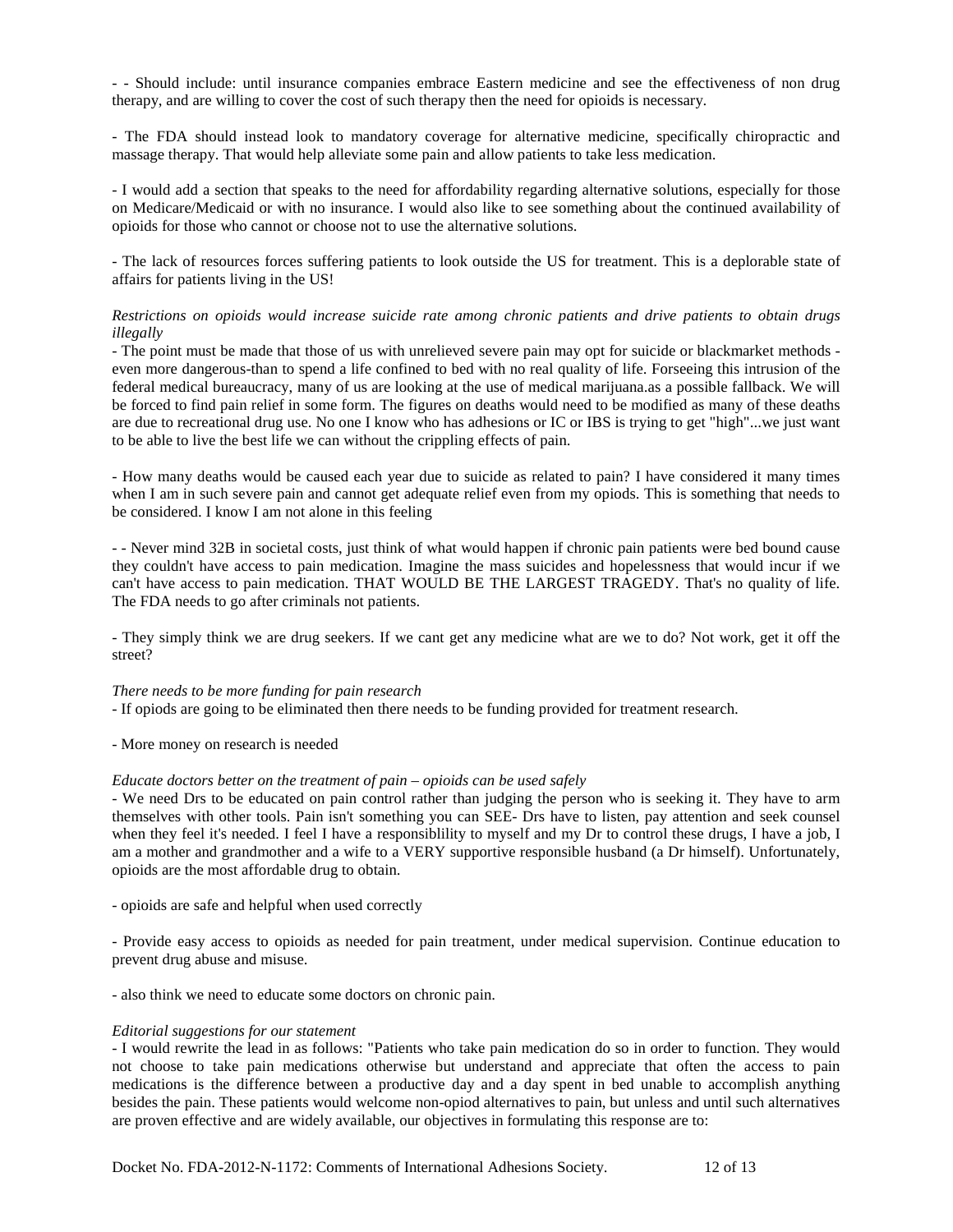- - Should include: until insurance companies embrace Eastern medicine and see the effectiveness of non drug therapy, and are willing to cover the cost of such therapy then the need for opioids is necessary.

- The FDA should instead look to mandatory coverage for alternative medicine, specifically chiropractic and massage therapy. That would help alleviate some pain and allow patients to take less medication.

- I would add a section that speaks to the need for affordability regarding alternative solutions, especially for those on Medicare/Medicaid or with no insurance. I would also like to see something about the continued availability of opioids for those who cannot or choose not to use the alternative solutions.

- The lack of resources forces suffering patients to look outside the US for treatment. This is a deplorable state of affairs for patients living in the US!

*Restrictions on opioids would increase suicide rate among chronic patients and drive patients to obtain drugs illegally*

- The point must be made that those of us with unrelieved severe pain may opt for suicide or blackmarket methods - even more dangerous-than to spend a life confined to bed with no real quality of life. Forseeing this intrusion of the federal medical bureaucracy, many of us are looking at the use of medical marijuana.as a possible fallback. We will be forced to find pain relief in some form. The figures on deaths would need to be modified as many of these deaths are due to recreational drug use. No one I know who has adhesions or IC or IBS is trying to get "high"...we just want to be able to live the best life we can without the crippling effects of pain.

- How many deaths would be caused each year due to suicide as related to pain? I have considered it many times when I am in such severe pain and cannot get adequate relief even from my opiods. This is something that needs to be considered. I know I am not alone in this feeling

- - Never mind 32B in societal costs, just think of what would happen if chronic pain patients were bed bound cause they couldn't have access to pain medication. Imagine the mass suicides and hopelessness that would incur if we can't have access to pain medication. THAT WOULD BE THE LARGEST TRAGEDY. That's no quality of life. The FDA needs to go after criminals not patients.

- They simply think we are drug seekers. If we cant get any medicine what are we to do? Not work, get it off the street?

*There needs to be more funding for pain research*

- If opiods are going to be eliminated then there needs to be funding provided for treatment research.

- More money on research is needed

*Educate doctors better on the treatment of pain – opioids can be used safely*

- We need Drs to be educated on pain control rather than judging the person who is seeking it. They have to arm themselves with other tools. Pain isn't something you can SEE- Drs have to listen, pay attention and seek counsel when they feel it's needed. I feel I have a responsiblility to myself and my Dr to control these drugs, I have a job, I am a mother and grandmother and a wife to a VERY supportive responsible husband (a Dr himself). Unfortunately, opioids are the most affordable drug to obtain.

- opioids are safe and helpful when used correctly

- Provide easy access to opioids as needed for pain treatment, under medical supervision. Continue education to prevent drug abuse and misuse.

- also think we need to educate some doctors on chronic pain.

*Editorial suggestions for our statement*

- I would rewrite the lead in as follows: "Patients who take pain medication do so in order to function. They would not choose to take pain medications otherwise but understand and appreciate that often the access to pain medications is the difference between a productive day and a day spent in bed unable to accomplish anything besides the pain. These patients would welcome non-opiod alternatives to pain, but unless and until such alternatives are proven effective and are widely available, our objectives in formulating this response are to: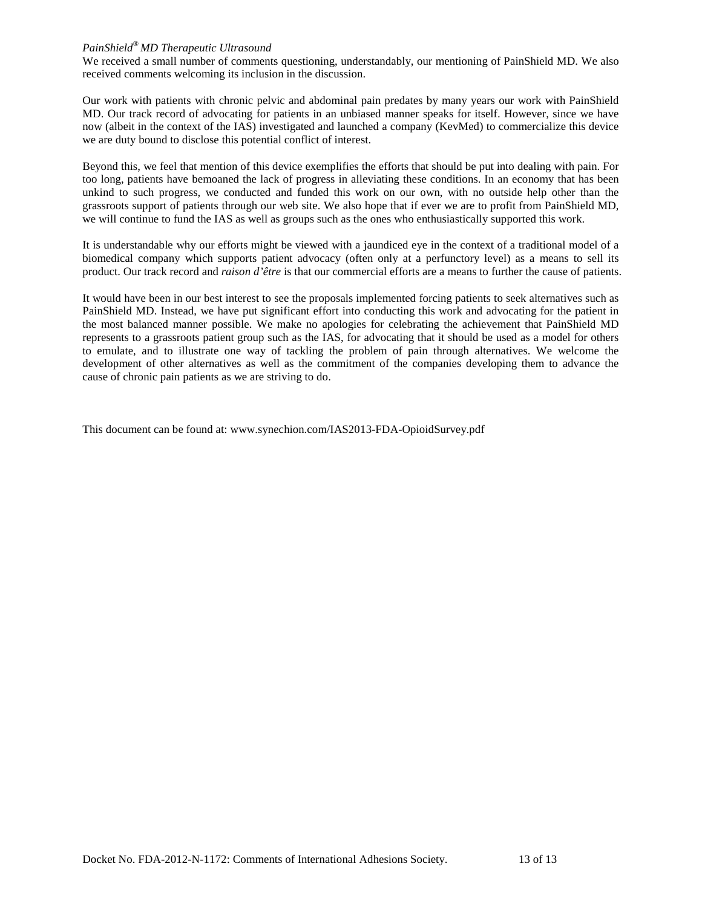*PainShield® MD Therapeutic Ultrasound*

We received a small number of comments questioning, understandably, our mentioning of PainShield MD. We also received comments welcoming its inclusion in the discussion.

Our work with patients with chronic pelvic and abdominal pain predates by many years our work with PainShield MD. Our track record of advocating for patients in an unbiased manner speaks for itself. However, since we have now (albeit in the context of the IAS) investigated and launched a company (KevMed) to commercialize this device we are duty bound to disclose this potential conflict of interest.

Beyond this, we feel that mention of this device exemplifies the efforts that should be put into dealing with pain. For too long, patients have bemoaned the lack of progress in alleviating these conditions. In an economy that has been unkind to such progress, we conducted and funded this work on our own, with no outside help other than the grassroots support of patients through our web site. We also hope that if ever we are to profit from PainShield MD, we will continue to fund the IAS as well as groups such as the ones who enthusiastically supported this work.

It is understandable why our efforts might be viewed with a jaundiced eye in the context of a traditional model of a biomedical company which supports patient advocacy (often only at a perfunctory level) as a means to sell its product. Our track record and *raison d'être* is that our commercial efforts are a means to further the cause of patients.

It would have been in our best interest to see the proposals implemented forcing patients to seek alternatives such as PainShield MD. Instead, we have put significant effort into conducting this work and advocating for the patient in the most balanced manner possible. We make no apologies for celebrating the achievement that PainShield MD represents to a grassroots patient group such as the IAS, for advocating that it should be used as a model for others to emulate, and to illustrate one way of tackling the problem of pain through alternatives. We welcome the development of other alternatives as well as the commitment of the companies developing them to advance the cause of chronic pain patients as we are striving to do.

This document can be found at: www.synechion.com/IAS2013-FDA-OpioidSurvey.pdf